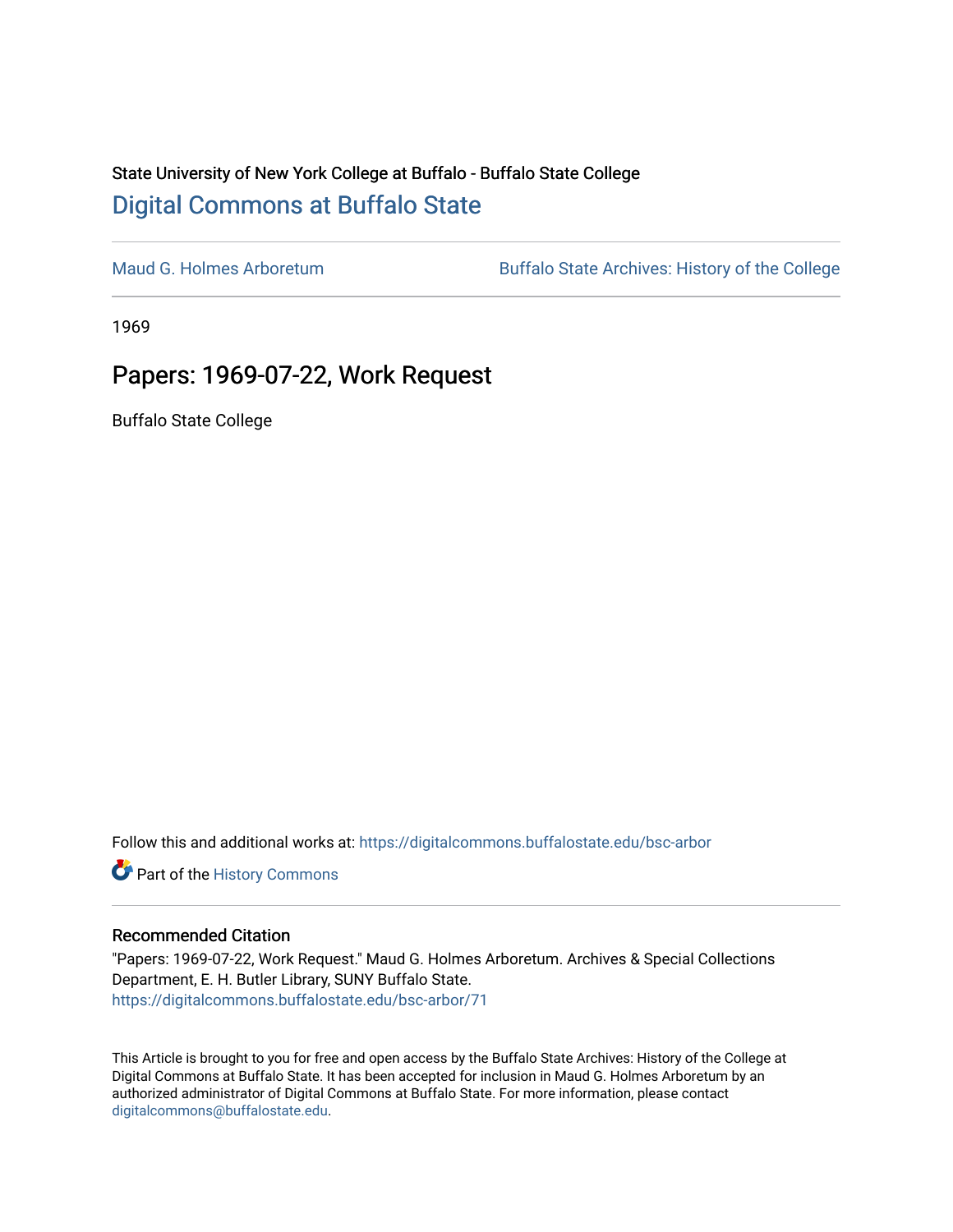State University of New York College at Buffalo - Buffalo State College

## Digital Commons at Buffalo State

Maud G. Holmes Arboretum | Buffalo State Archives: History of the College

1969

# Papers: 1969-07-22, Work Request

Buffalo State College

Follow this and additional works at: https://digitalcommons.buffalostate.edu/bsc-arbor

Part of the History Commons

### Recommended Citation

"Papers: 1969-07-22, Work Request." Maud G. Holmes Arboretum. Archives & Special Collections Department, E. H. Butler Library, SUNY Buffalo State.
https://digitalcommons.buffalostate.edu/bsc-arbor/71

This Article is brought to you for free and open access by the Buffalo State Archives: History of the College at Digital Commons at Buffalo State. It has been accepted for inclusion in Maud G. Holmes Arboretum by an authorized administrator of Digital Commons at Buffalo State. For more information, please contact digitalcommons@buffalostate.edu.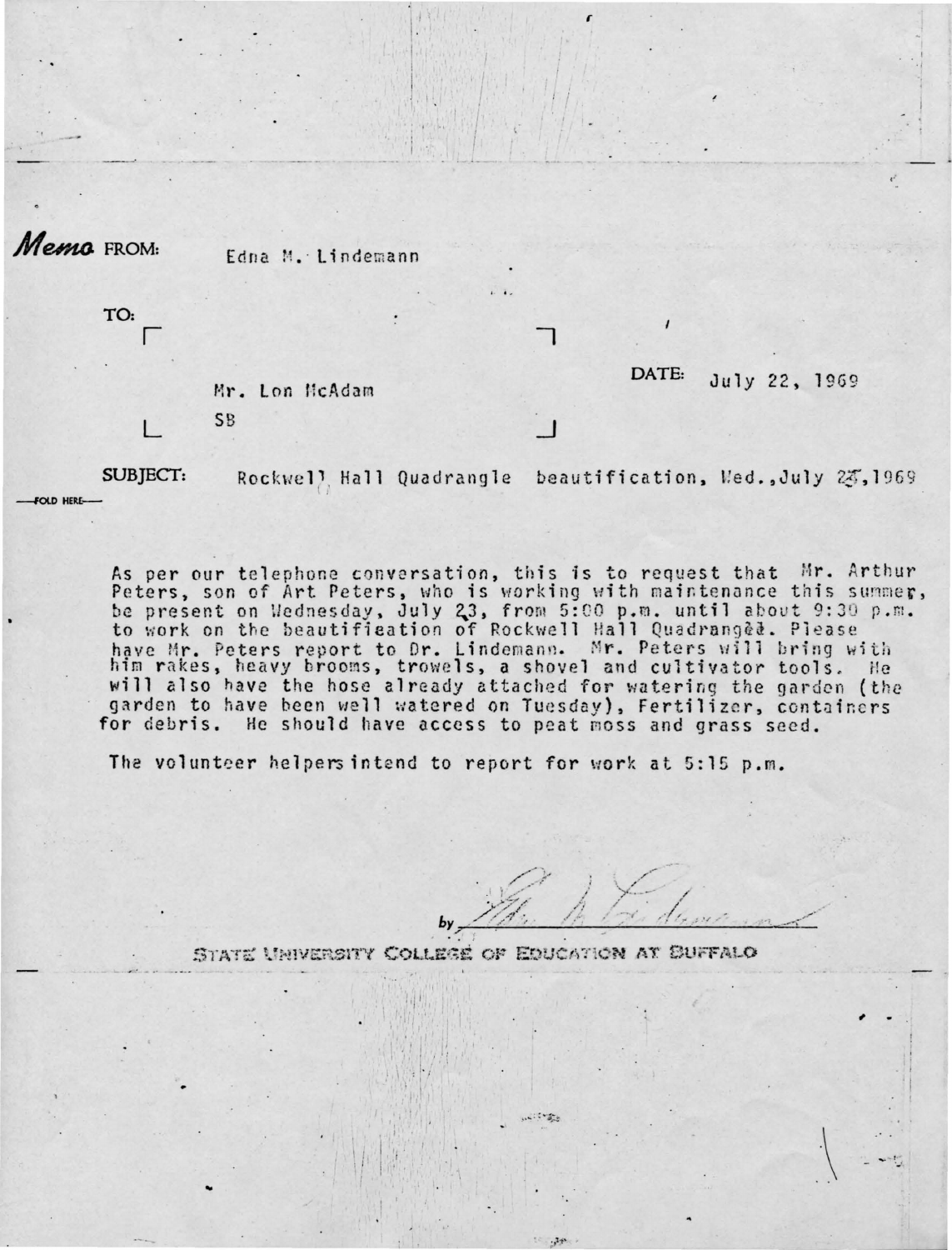*Memo* FROM: Edna M. Lindemann

TO:

Mr. Lon McAdam
SB

DATE: July 22, 1969

SUBJECT: Rockwell Hall Quadrangle beautification, Wed.,July 23,1969

As per our telephone conversation, this is to request that Mr. Arthur Peters, son of Art Peters, who is working with maintenance this summer, be present on Wednesday, July 23, from 5:00 p.m. until about 9:30 p.m. to work on the beautification of Rockwell Hall Quadrangle. Please have Mr. Peters report to Dr. Lindemann. Mr. Peters will bring with him rakes, heavy brooms, trowels, a shovel and cultivator tools. He will also have the hose already attached for watering the garden (the garden to have been well watered on Tuesday), Fertilizer, containers for debris. He should have access to peat moss and grass seed.

The volunteer helpers intend to report for work at 5:15 p.m.

by *[signature]*

STATE UNIVERSITY COLLEGE OF EDUCATION AT BUFFALO